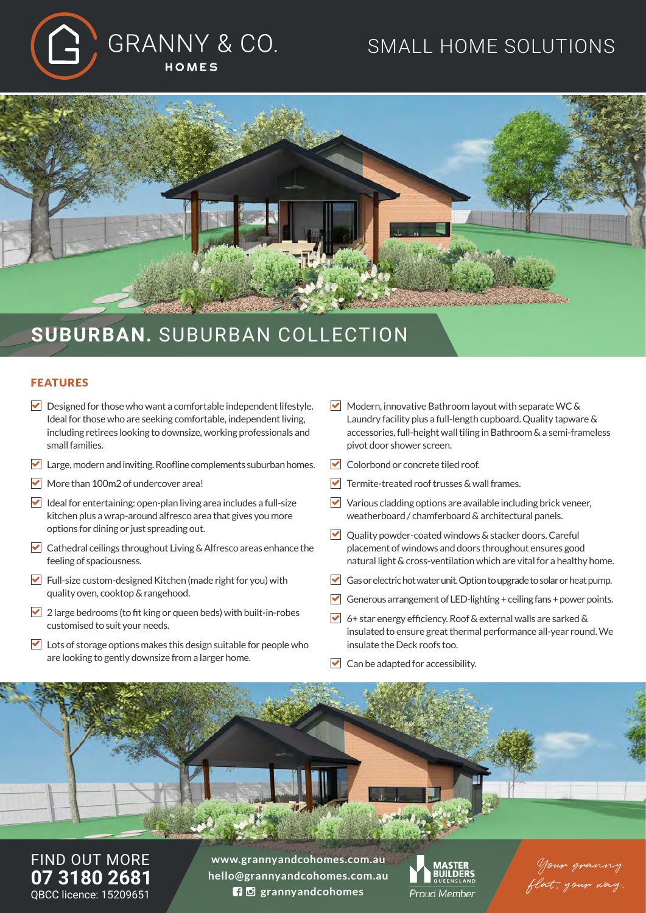GRANNY & CO.
HOMES

SMALL HOME SOLUTIONS

# **SUBURBAN.** SUBURBAN COLLECTION

## FEATURES

- Designed for those who want a comfortable independent lifestyle. Ideal for those who are seeking comfortable, independent living, including retirees looking to downsize, working professionals and small families.
- Large, modern and inviting. Roofline complements suburban homes.
- More than 100m2 of undercover area!
- Ideal for entertaining: open-plan living area includes a full-size kitchen plus a wrap-around alfresco area that gives you more options for dining or just spreading out.
- Cathedral ceilings throughout Living & Alfresco areas enhance the feeling of spaciousness.
- Full-size custom-designed Kitchen (made right for you) with quality oven, cooktop & rangehood.
- 2 large bedrooms (to fit king or queen beds) with built-in-robes customised to suit your needs.
- Lots of storage options makes this design suitable for people who are looking to gently downsize from a larger home.
- Modern, innovative Bathroom layout with separate WC & Laundry facility plus a full-length cupboard. Quality tapware & accessories, full-height wall tiling in Bathroom & a semi-frameless pivot door shower screen.
- Colorbond or concrete tiled roof.
- Termite-treated roof trusses & wall frames.
- Various cladding options are available including brick veneer, weatherboard / chamferboard & architectural panels.
- Quality powder-coated windows & stacker doors. Careful placement of windows and doors throughout ensures good natural light & cross-ventilation which are vital for a healthy home.
- Gas or electric hot water unit. Option to upgrade to solar or heat pump.
- Generous arrangement of LED-lighting + ceiling fans + power points.
- 6+ star energy efficiency. Roof & external walls are sarked & insulated to ensure great thermal performance all-year round. We insulate the Deck roofs too.
- Can be adapted for accessibility.

FIND OUT MORE
**07 3180 2681**
QBCC licence: 15209651

www.grannyandcohomes.com.au
hello@grannyandcohomes.com.au
grannyandcohomes

MASTER BUILDERS QUEENSLAND
Proud Member

*Your granny flat, your way.*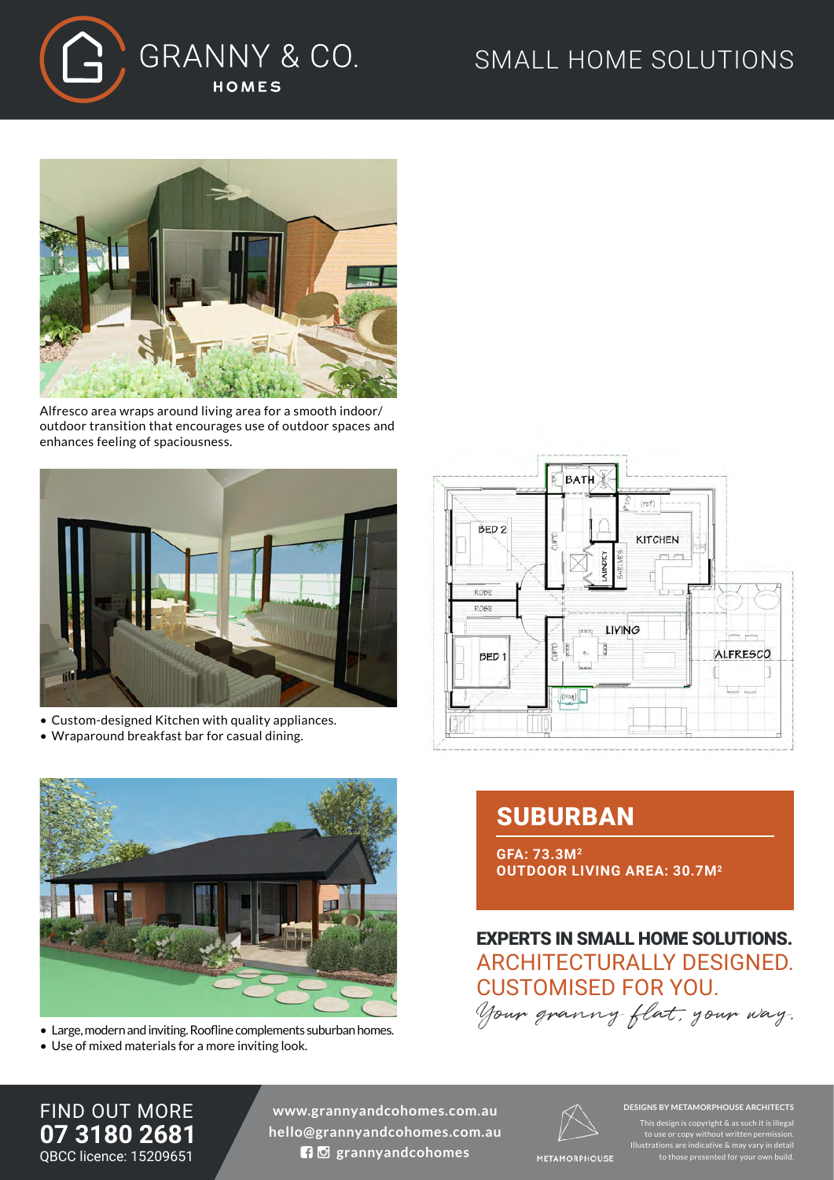# GRANNY & CO. HOMES

SMALL HOME SOLUTIONS

Alfresco area wraps around living area for a smooth indoor/outdoor transition that encourages use of outdoor spaces and enhances feeling of spaciousness.

- Custom-designed Kitchen with quality appliances.
- Wraparound breakfast bar for casual dining.

BATH
BED 2
KITCHEN
LAUNDRY
ROBE
ROBE
LIVING
BED 1
ALFRESCO

- Large, modern and inviting. Roofline complements suburban homes.
- Use of mixed materials for a more inviting look.

## SUBURBAN

**GFA: 73.3M²**
**OUTDOOR LIVING AREA: 30.7M²**

**EXPERTS IN SMALL HOME SOLUTIONS.**
ARCHITECTURALLY DESIGNED.
CUSTOMISED FOR YOU.
*Your granny flat, your way.*

FIND OUT MORE
**07 3180 2681**
QBCC licence: 15209651

**www.grannyandcohomes.com.au**
**hello@grannyandcohomes.com.au**
**grannyandcohomes**

METAMORPHOUSE

**DESIGNS BY METAMORPHOUSE ARCHITECTS**
This design is copyright & as such it is illegal to use or copy without written permission. Illustrations are indicative & may vary in detail to those presented for your own build.